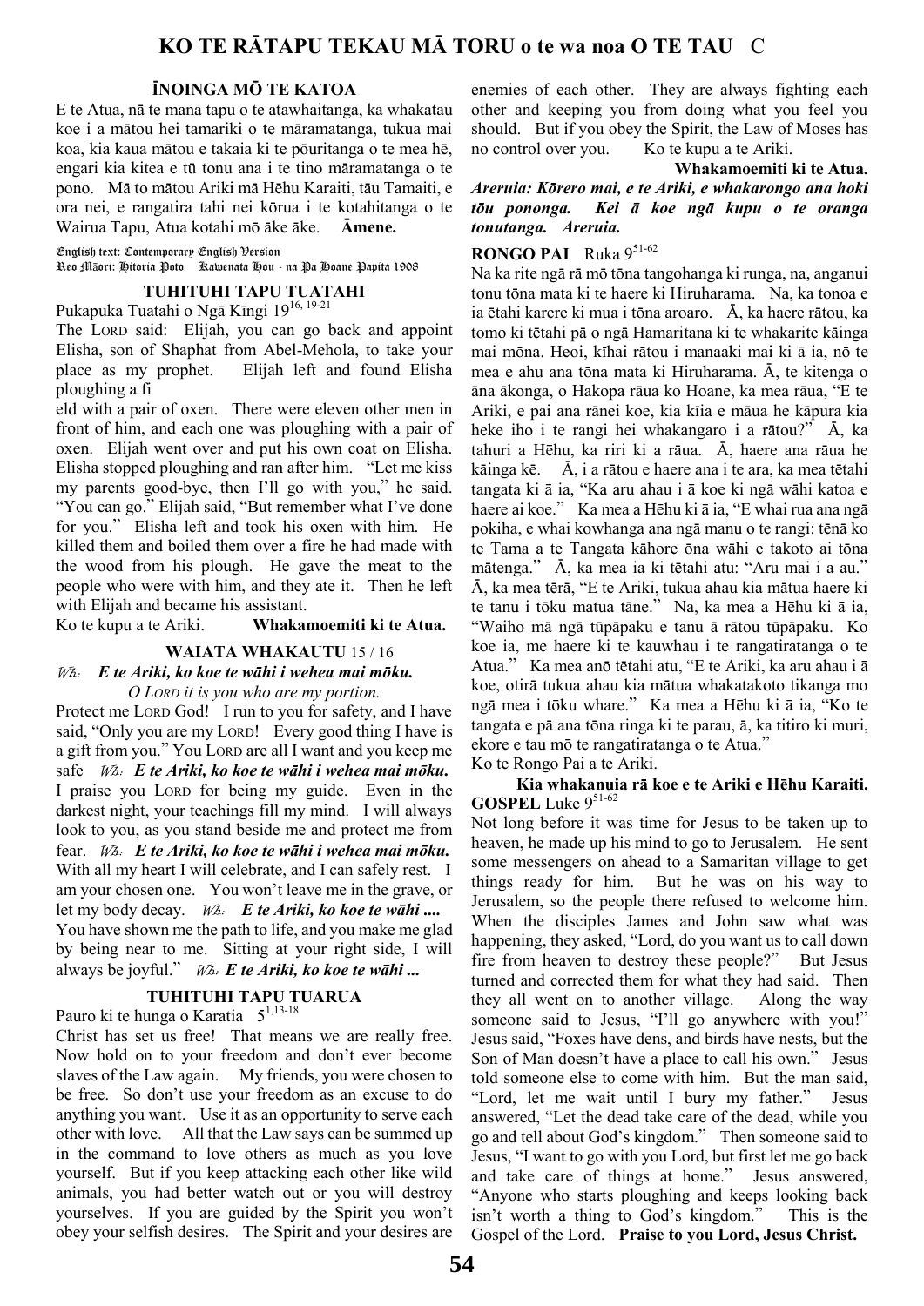# KO TE RĀTAPU TEKAU MĀ TORU o te wa noa O TE TAU C

### ĪNOINGA MŌ TE KATOA

E te Atua, nā te mana tapu o te atawhaitanga, ka whakatau koe i a mātou hei tamariki o te māramatanga, tukua mai koa, kia kaua mātou e takaia ki te pōuritanga o te mea hē, engari kia kitea e tū tonu ana i te tino māramatanga o te pono. Mā to mātou Ariki mā Hēhu Karaiti, tāu Tamaiti, e ora nei, e rangatira tahi nei kōrua i te kotahitanga o te Wairua Tapu, Atua kotahi mō āke āke. **Āmene.**

English text: Contemporary English Version
Reo Māori: Hitoria Poto Kawenata Hou - na Pa Hoane Papita 1908

### TUHITUHI TAPU TUATAHI

Pukapuka Tuatahi o Ngā Kīngi 19[16, 19-21]

The LORD said: Elijah, you can go back and appoint Elisha, son of Shaphat from Abel-Mehola, to take your place as my prophet. Elijah left and found Elisha ploughing a field with a pair of oxen. There were eleven other men in front of him, and each one was ploughing with a pair of oxen. Elijah went over and put his own coat on Elisha. Elisha stopped ploughing and ran after him. "Let me kiss my parents good-bye, then I'll go with you," he said. "You can go." Elijah said, "But remember what I've done for you." Elisha left and took his oxen with him. He killed them and boiled them over a fire he had made with the wood from his plough. He gave the meat to the people who were with him, and they ate it. Then he left with Elijah and became his assistant.

Ko te kupu a te Ariki. **Whakamoemiti ki te Atua.**

### WAIATA WHAKAUTU 15 / 16

***Wh: E te Ariki, ko koe te wāhi i wehea mai mōku.***
*O LORD it is you who are my portion.*

Protect me LORD God! I run to you for safety, and I have said, "Only you are my LORD! Every good thing I have is a gift from you." You LORD are all I want and you keep me safe ***Wh: E te Ariki, ko koe te wāhi i wehea mai mōku.***
I praise you LORD for being my guide. Even in the darkest night, your teachings fill my mind. I will always look to you, as you stand beside me and protect me from fear. ***Wh: E te Ariki, ko koe te wāhi i wehea mai mōku.***
With all my heart I will celebrate, and I can safely rest. I am your chosen one. You won't leave me in the grave, or let my body decay. ***Wh: E te Ariki, ko koe te wāhi ....***
You have shown me the path to life, and you make me glad by being near to me. Sitting at your right side, I will always be joyful." ***Wh: E te Ariki, ko koe te wāhi ...***

### TUHITUHI TAPU TUARUA

Pauro ki te hunga o Karatia 5[1,13-18]

Christ has set us free! That means we are really free. Now hold on to your freedom and don't ever become slaves of the Law again. My friends, you were chosen to be free. So don't use your freedom as an excuse to do anything you want. Use it as an opportunity to serve each other with love. All that the Law says can be summed up in the command to love others as much as you love yourself. But if you keep attacking each other like wild animals, you had better watch out or you will destroy yourselves. If you are guided by the Spirit you won't obey your selfish desires. The Spirit and your desires are enemies of each other. They are always fighting each other and keeping you from doing what you feel you should. But if you obey the Spirit, the Law of Moses has no control over you. Ko te kupu a te Ariki.

**Whakamoemiti ki te Atua.**

***Areruia: Kōrero mai, e te Ariki, e whakarongo ana hoki tōu pononga. Kei ā koe ngā kupu o te oranga tonutanga. Areruia.***

### RONGO PAI Ruka 9[51-62]

Na ka rite ngā rā mō tōna tangohanga ki runga, na, anganui tonu tōna mata ki te haere ki Hiruharama. Na, ka tonoa e ia ētahi karere ki mua i tōna aroaro. Ā, ka haere rātou, ka tomo ki tētahi pā o ngā Hamaritana ki te whakarite kāinga mai mōna. Heoi, kīhai rātou i manaaki mai ki ā ia, nō te mea e ahu ana tōna mata ki Hiruharama. Ā, te kitenga o āna ākonga, o Hakopa rāua ko Hoane, ka mea rāua, "E te Ariki, e pai ana rānei koe, kia kīia e māua he kāpura kia heke iho i te rangi hei whakangaro i a rātou?" Ā, ka tahuri a Hēhu, ka riri ki a rāua. Ā, haere ana rāua he kāinga kē. Ā, i a rātou e haere ana i te ara, ka mea tētahi tangata ki ā ia, "Ka aru ahau i ā koe ki ngā wāhi katoa e haere ai koe." Ka mea a Hēhu ki ā ia, "E whai rua ana ngā pokiha, e whai kowhanga ana ngā manu o te rangi: tēnā ko te Tama a te Tangata kāhore ōna wāhi e takoto ai tōna mātenga." Ā, ka mea ia ki tētahi atu: "Aru mai i a au." Ā, ka mea tērā, "E te Ariki, tukua ahau kia mātua haere ki te tanu i tōku matua tāne." Na, ka mea a Hēhu ki ā ia, "Waiho mā ngā tūpāpaku e tanu ā rātou tūpāpaku. Ko koe ia, me haere ki te kauwhau i te rangatiratanga o te Atua." Ka mea anō tētahi atu, "E te Ariki, ka aru ahau i ā koe, otirā tukua ahau kia mātua whakatakoto tikanga mo ngā mea i tōku whare." Ka mea a Hēhu ki ā ia, "Ko te tangata e pā ana tōna ringa ki te parau, ā, ka titiro ki muri, ekore e tau mō te rangatiratanga o te Atua."

Ko te Rongo Pai a te Ariki.

**Kia whakanuia rā koe e te Ariki e Hēhu Karaiti.**

### GOSPEL Luke 9[51-62]

Not long before it was time for Jesus to be taken up to heaven, he made up his mind to go to Jerusalem. He sent some messengers on ahead to a Samaritan village to get things ready for him. But he was on his way to Jerusalem, so the people there refused to welcome him. When the disciples James and John saw what was happening, they asked, "Lord, do you want us to call down fire from heaven to destroy these people?" But Jesus turned and corrected them for what they had said. Then they all went on to another village. Along the way someone said to Jesus, "I'll go anywhere with you!" Jesus said, "Foxes have dens, and birds have nests, but the Son of Man doesn't have a place to call his own." Jesus told someone else to come with him. But the man said, "Lord, let me wait until I bury my father." Jesus answered, "Let the dead take care of the dead, while you go and tell about God's kingdom." Then someone said to Jesus, "I want to go with you Lord, but first let me go back and take care of things at home." Jesus answered, "Anyone who starts ploughing and keeps looking back isn't worth a thing to God's kingdom." This is the Gospel of the Lord. **Praise to you Lord, Jesus Christ.**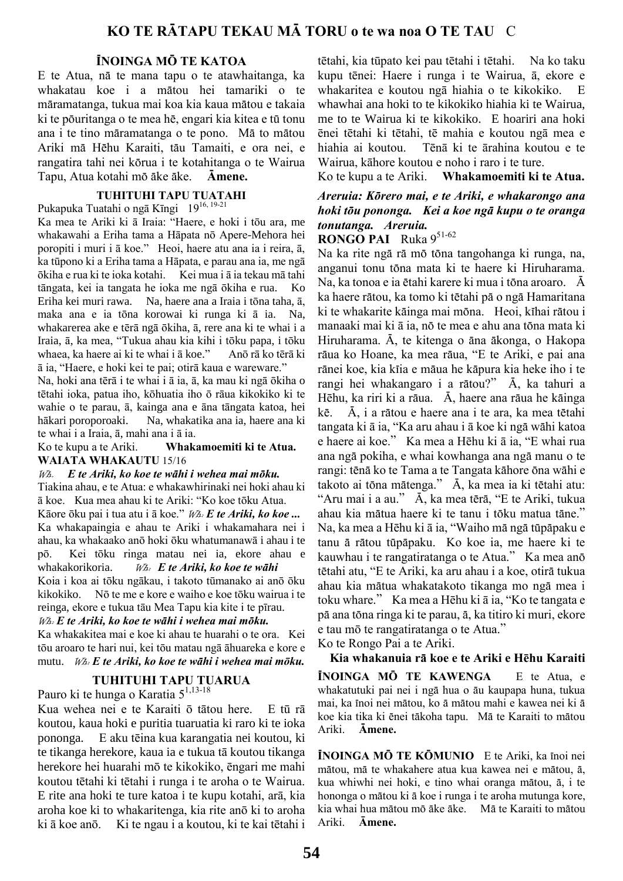# KO TE RĀTAPU TEKAU MĀ TORU o te wa noa O TE TAU C

## ĪNOINGA MŌ TE KATOA

E te Atua, nā te mana tapu o te atawhaitanga, ka whakatau koe i a mātou hei tamariki o te māramatanga, tukua mai koa kia kaua mātou e takaia ki te pōuritanga o te mea hē, engari kia kitea e tū tonu ana i te tino māramatanga o te pono. Mā to mātou Ariki mā Hēhu Karaiti, tāu Tamaiti, e ora nei, e rangatira tahi nei kōrua i te kotahitanga o te Wairua Tapu, Atua kotahi mō āke āke. **Āmene.**

### TUHITUHI TAPU TUATAHI

Pukapuka Tuatahi o ngā Kīngi 19[16, 19-21]

Ka mea te Ariki ki ā Iraia: "Haere, e hoki i tōu ara, me whakawahi a Eriha tama a Hāpata nō Apere-Mehora hei poropiti i muri i ā koe." Heoi, haere atu ana ia i reira, ā, ka tūpono ki a Eriha tama a Hāpata, e parau ana ia, me ngā ōkiha e rua ki te ioka kotahi. Kei mua i ā ia tekau mā tahi tāngata, kei ia tangata he ioka me ngā ōkiha e rua. Ko Eriha kei muri rawa. Na, haere ana a Iraia i tōna taha, ā, maka ana e ia tōna korowai ki runga ki ā ia. Na, whakarerea ake e tērā ngā ōkiha, ā, rere ana ki te whai i a Iraia, ā, ka mea, "Tukua ahau kia kihi i tōku papa, i tōku whaea, ka haere ai ki te whai i ā koe." Anō rā ko tērā ki ā ia, "Haere, e hoki kei te pai; otirā kaua e wareware."

Na, hoki ana tērā i te whai i ā ia, ā, ka mau ki ngā ōkiha o tētahi ioka, patua iho, kōhuatia iho ō rāua kikokiko ki te wahie o te parau, ā, kainga ana e āna tāngata katoa, hei hākari poroporoaki. Na, whakatika ana ia, haere ana ki te whai i a Iraia, ā, mahi ana i ā ia.

Ko te kupu a te Ariki. **Whakamoemiti ki te Atua.**

### WAIATA WHAKAUTU 15/16

*Wh.* ***E te Ariki, ko koe te wāhi i wehea mai mōku.***

Tiakina ahau, e te Atua: e whakawhirinaki nei hoki ahau ki ā koe. Kua mea ahau ki te Ariki: "Ko koe tōku Atua. Kāore ōku pai i tua atu i ā koe." *Wh.* ***E te Ariki, ko koe ...***

Ka whakapaingia e ahau te Ariki i whakamahara nei i ahau, ka whakaako anō hoki ōku whatumanawā i ahau i te pō. Kei tōku ringa matau nei ia, ekore ahau e whakakorikoria. *Wh.* ***E te Ariki, ko koe te wāhi***

Koia i koa ai tōku ngākau, i takoto tūmanako ai anō ōku kikokiko. Nō te me e kore e waiho e koe tōku wairua i te reinga, ekore e tukua tāu Mea Tapu kia kite i te pīrau.

*Wh.* ***E te Ariki, ko koe te wāhi i wehea mai mōku.***

Ka whakakitea mai e koe ki ahau te huarahi o te ora. Kei tōu aroaro te hari nui, kei tōu matau ngā āhuareka e kore e mutu. *Wh.* ***E te Ariki, ko koe te wāhi i wehea mai mōku.***

### TUHITUHI TAPU TUARUA

Pauro ki te hunga o Karatia 5[1,13-18]

Kua wehea nei e te Karaiti ō tātou here. E tū rā koutou, kaua hoki e puritia tuaruatia ki raro ki te ioka pononga. E aku tēina kua karangatia nei koutou, ki te tikanga herekore, kaua ia e tukua tā koutou tikanga herekore hei huarahi mō te kikokiko, ēngari me mahi koutou tētahi ki tētahi i runga i te aroha o te Wairua. E rite ana hoki te ture katoa i te kupu kotahi, arā, kia aroha koe ki to whakaritenga, kia rite anō ki to aroha ki ā koe anō. Ki te ngau i a koutou, ki te kai tētahi i tētahi, kia tūpato kei pau tētahi i tētahi. Na ko taku kupu tēnei: Haere i runga i te Wairua, ā, ekore e whakaritea e koutou ngā hiahia o te kikokiko. E whawhai ana hoki to te kikokiko hiahia ki te Wairua, me to te Wairua ki te kikokiko. E hoariri ana hoki ēnei tētahi ki tētahi, tē mahia e koutou ngā mea e hiahia ai koutou. Tēnā ki te ārahina koutou e te Wairua, kāhore koutou e noho i raro i te ture.

Ko te kupu a te Ariki. **Whakamoemiti ki te Atua.**

***Areruia: Kōrero mai, e te Ariki, e whakarongo ana hoki tōu pononga. Kei a koe ngā kupu o te oranga tonutanga. Areruia.***

**RONGO PAI** Ruka 9[51-62]

Na ka rite ngā rā mō tōna tangohanga ki runga, na, anganui tonu tōna mata ki te haere ki Hiruharama. Na, ka tonoa e ia ētahi karere ki mua i tōna aroaro. Ā ka haere rātou, ka tomo ki tētahi pā o ngā Hamaritana ki te whakarite kāinga mai mōna. Heoi, kīhai rātou i manaaki mai ki ā ia, nō te mea e ahu ana tōna mata ki Hiruharama. Ā, te kitenga o āna ākonga, o Hakopa rāua ko Hoane, ka mea rāua, "E te Ariki, e pai ana rānei koe, kia kīia e māua he kāpura kia heke iho i te rangi hei whakangaro i a rātou?" Ā, ka tahuri a Hēhu, ka riri ki a rāua. Ā, haere ana rāua he kāinga kē. Ā, i a rātou e haere ana i te ara, ka mea tētahi tangata ki ā ia, "Ka aru ahau i ā koe ki ngā wāhi katoa e haere ai koe." Ka mea a Hēhu ki ā ia, "E whai rua ana ngā pokiha, e whai kowhanga ana ngā manu o te rangi: tēnā ko te Tama a te Tangata kāhore ōna wāhi e takoto ai tōna mātenga." Ā, ka mea ia ki tētahi atu: "Aru mai i a au." Ā, ka mea tērā, "E te Ariki, tukua ahau kia mātua haere ki te tanu i tōku matua tāne." Na, ka mea a Hēhu ki ā ia, "Waiho mā ngā tūpāpaku e tanu ā rātou tūpāpaku. Ko koe ia, me haere ki te kauwhau i te rangatiratanga o te Atua." Ka mea anō tētahi atu, "E te Ariki, ka aru ahau i a koe, otirā tukua ahau kia mātua whakatakoto tikanga mo ngā mea i toku whare." Ka mea a Hēhu ki ā ia, "Ko te tangata e pā ana tōna ringa ki te parau, ā, ka titiro ki muri, ekore e tau mō te rangatiratanga o te Atua."

Ko te Rongo Pai a te Ariki.

**Kia whakanuia rā koe e te Ariki e Hēhu Karaiti**

**ĪNOINGA MŌ TE KAWENGA** E te Atua, e whakatutuki pai nei i ngā hua o āu kaupapa huna, tukua mai, ka īnoi nei mātou, ko ā mātou mahi e kawea nei ki ā koe kia tika ki ēnei tākoha tapu. Mā te Karaiti to mātou Ariki. **Āmene.**

**ĪNOINGA MŌ TE KŌMUNIO** E te Ariki, ka īnoi nei mātou, mā te whakahere atua kua kawea nei e mātou, ā, kua whiwhi nei hoki, e tino whai oranga mātou, ā, i te hononga o mātou ki ā koe i runga i te aroha mutunga kore, kia whai hua mātou mō āke āke. Mā te Karaiti to mātou Ariki. **Āmene.**